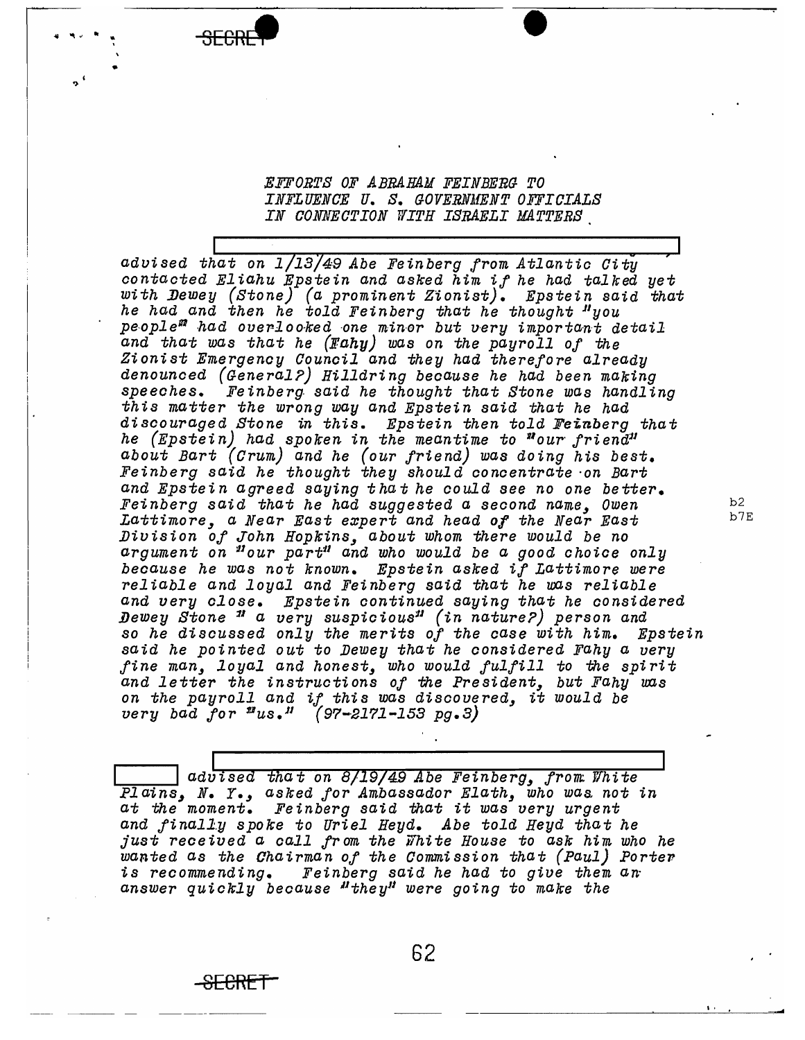SECRET

*EFFORTS OF ABRAHAM FEINBERG TO INFLUENCE U. S. GOVERNMENT OFFICIALS IN CONNECTION WITH ISRAELI MATTERS*

*advised that on 1/13/49 Abe Feinberg from Atlantic City contacted Eliahu Epstein and asked him if he had talked yet with Dewey (Stone) (a prominent Zionist). Epstein said that he had and then he told Feinberg that he thought "you people" had overlooked one minor but very important detail and that was that he (Fahy) was on the payroll of the Zionist Emergency Council and they had therefore already denounced (General?) Hilldring because he had been making speeches. Feinberg said he thought that Stone was handling this matter the wrong way and Epstein said that he had discouraged Stone in this. Epstein then told Feinberg that he (Epstein) had spoken in the meantime to "our friend" about Bart (Crum) and he (our friend) was doing his best. Feinberg said he thought they should concentrate on Bart and Epstein agreed saying that he could see no one better. Feinberg said that he had suggested a second name, Owen Lattimore, a Near East expert and head of the Near East Division of John Hopkins, about whom there would be no argument on "our part" and who would be a good choice only because he was not known. Epstein asked if Lattimore were reliable and loyal and Feinberg said that he was reliable and very close. Epstein continued saying that he considered Dewey Stone " a very suspicious" (in nature?) person and so he discussed only the merits of the case with him. Epstein said he pointed out to Dewey that he considered Fahy a very fine man, loyal and honest, who would fulfill to the spirit and letter the instructions of the President, but Fahy was on the payroll and if this was discovered, it would be very bad for "us." (97-2171-153 pg.3)*

b2
b7E

*advised that on 8/19/49 Abe Feinberg, from White Plains, N. Y., asked for Ambassador Elath, who was not in at the moment. Feinberg said that it was very urgent and finally spoke to Uriel Heyd. Abe told Heyd that he just received a call from the White House to ask him who he wanted as the Chairman of the Commission that (Paul) Porter is recommending. Feinberg said he had to give them an answer quickly because "they" were going to make the*

SECRET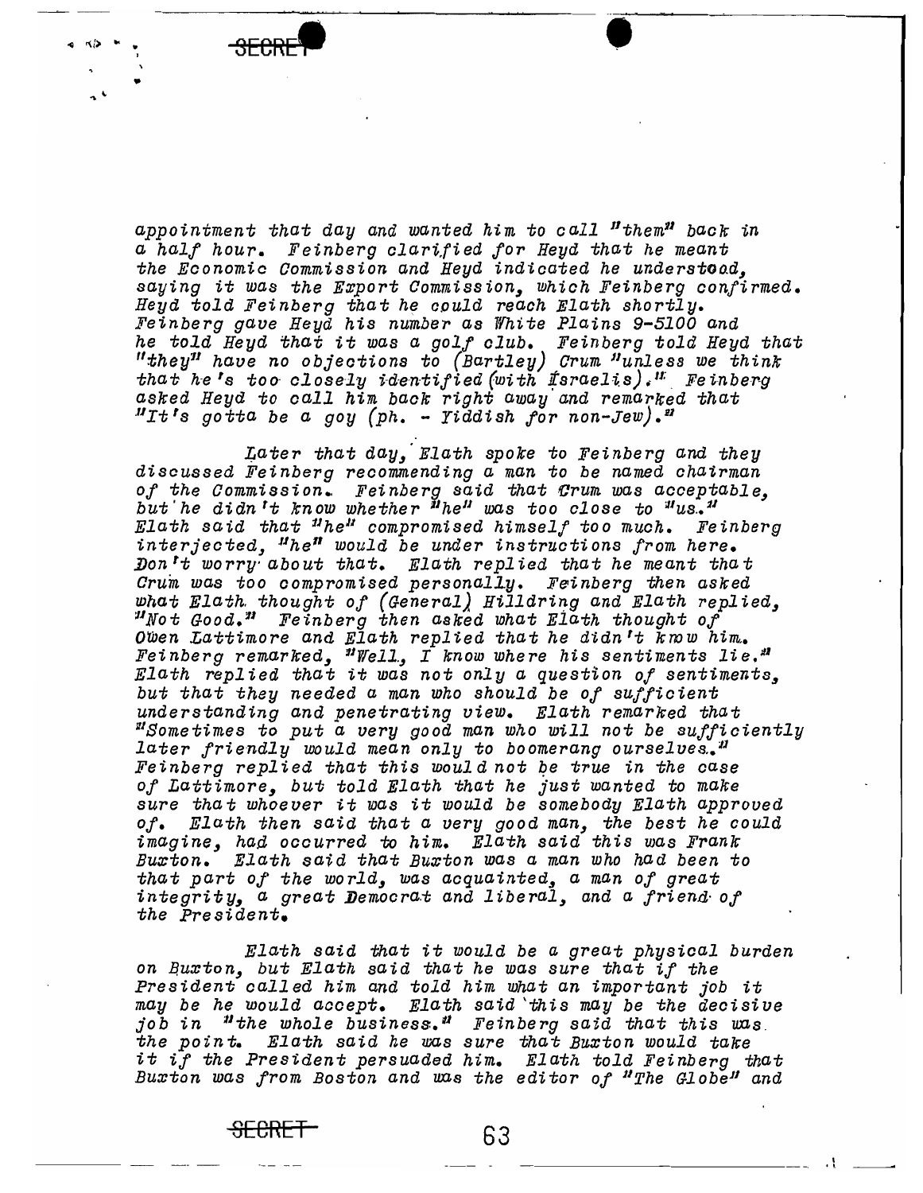appointment that day and wanted him to call "them" back in a half hour. Feinberg clarified for Heyd that he meant the Economic Commission and Heyd indicated he understood, saying it was the Export Commission, which Feinberg confirmed. Heyd told Feinberg that he could reach Elath shortly. Feinberg gave Heyd his number as White Plains 9-5100 and he told Heyd that it was a golf club. Feinberg told Heyd that "they" have no objections to (Bartley) Crum "unless we think that he's too closely identified (with Israelis)." Feinberg asked Heyd to call him back right away and remarked that "It's gotta be a goy (ph. - Yiddish for non-Jew)."

Later that day, Elath spoke to Feinberg and they discussed Feinberg recommending a man to be named chairman of the Commission. Feinberg said that Crum was acceptable, but he didn't know whether "he" was too close to "us." Elath said that "he" compromised himself too much. Feinberg interjected, "he" would be under instructions from here. Don't worry about that. Elath replied that he meant that Crum was too compromised personally. Feinberg then asked what Elath thought of (General) Hilldring and Elath replied, "Not Good." Feinberg then asked what Elath thought of Owen Lattimore and Elath replied that he didn't know him. Feinberg remarked, "Well, I know where his sentiments lie." Elath replied that it was not only a question of sentiments, but that they needed a man who should be of sufficient understanding and penetrating view. Elath remarked that "Sometimes to put a very good man who will not be sufficiently later friendly would mean only to boomerang ourselves." Feinberg replied that this would not be true in the case of Lattimore, but told Elath that he just wanted to make sure that whoever it was it would be somebody Elath approved of. Elath then said that a very good man, the best he could imagine, had occurred to him. Elath said this was Frank Buxton. Elath said that Buxton was a man who had been to that part of the world, was acquainted, a man of great integrity, a great Democrat and liberal, and a friend of the President.

Elath said that it would be a great physical burden on Buxton, but Elath said that he was sure that if the President called him and told him what an important job it may be he would accept. Elath said this may be the decisive job in "the whole business." Feinberg said that this was the point. Elath said he was sure that Buxton would take it if the President persuaded him. Elath told Feinberg that Buxton was from Boston and was the editor of "The Globe" and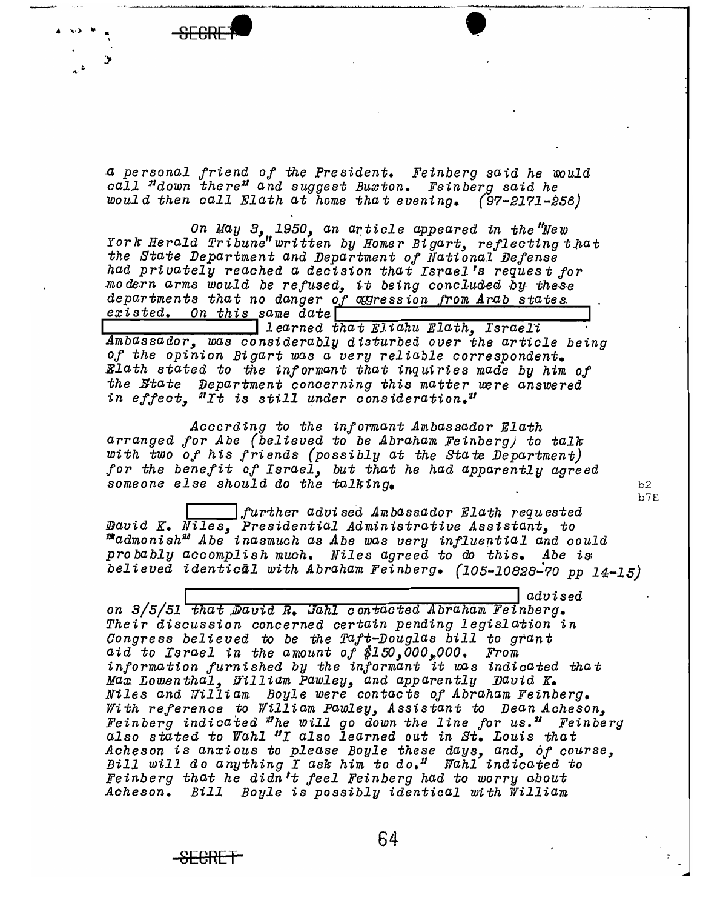a personal friend of the President. Feinberg said he would call "down there" and suggest Buxton. Feinberg said he would then call Elath at home that evening. (97-2171-256)

On May 3, 1950, an article appeared in the "New York Herald Tribune" written by Homer Bigart, reflecting that the State Department and Department of National Defense had privately reached a decision that Israel's request for modern arms would be refused, it being concluded by these departments that no danger of aggression from Arab states existed. On this same date [REDACTED] learned that Eliahu Elath, Israeli Ambassador, was considerably disturbed over the article being of the opinion Bigart was a very reliable correspondent. Elath stated to the informant that inquiries made by him of the State Department concerning this matter were answered in effect, "It is still under consideration."

According to the informant Ambassador Elath arranged for Abe (believed to be Abraham Feinberg) to talk with two of his friends (possibly at the State Department) for the benefit of Israel, but that he had apparently agreed someone else should do the talking.

b2
b7E

[REDACTED] further advised Ambassador Elath requested David K. Niles, Presidential Administrative Assistant, to "admonish" Abe inasmuch as Abe was very influential and could probably accomplish much. Niles agreed to do this. Abe is believed identical with Abraham Feinberg. (105-10828-70 pp 14-15)

[REDACTED] advised on 3/5/51 that David R. Wahl contacted Abraham Feinberg. Their discussion concerned certain pending legislation in Congress believed to be the Taft-Douglas bill to grant aid to Israel in the amount of $150,000,000. From information furnished by the informant it was indicated that Max Lowenthal, William Pawley, and apparently David K. Niles and William Boyle were contacts of Abraham Feinberg. With reference to William Pawley, Assistant to Dean Acheson, Feinberg indicated "he will go down the line for us." Feinberg also stated to Wahl "I also learned out in St. Louis that Acheson is anxious to please Boyle these days, and, of course, Bill will do anything I ask him to do." Wahl indicated to Feinberg that he didn't feel Feinberg had to worry about Acheson. Bill Boyle is possibly identical with William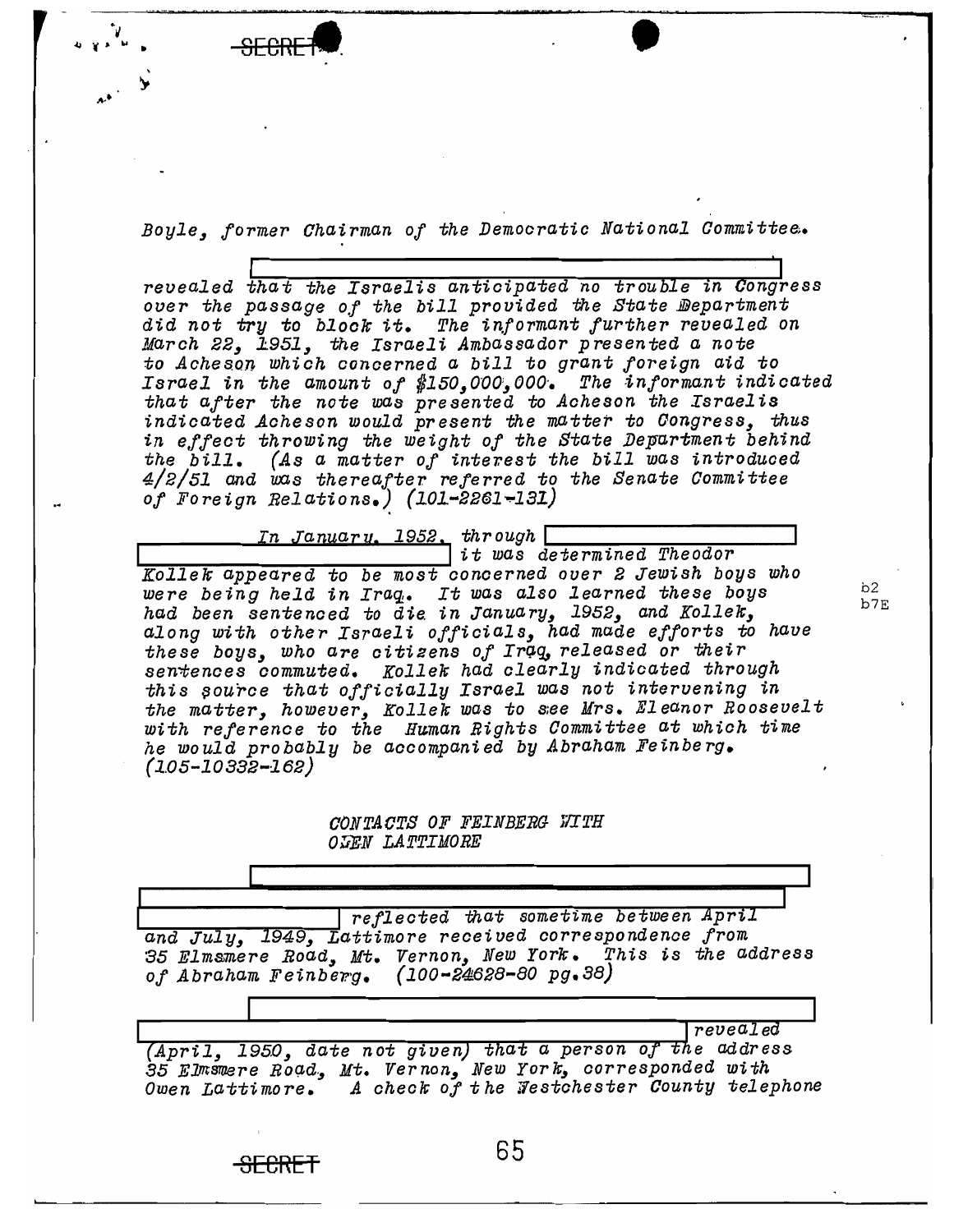SECRET

Boyle, former Chairman of the Democratic National Committee.

[redacted] revealed that the Israelis anticipated no trouble in Congress over the passage of the bill provided the State Department did not try to block it. The informant further revealed on March 22, 1951, the Israeli Ambassador presented a note to Acheson which concerned a bill to grant foreign aid to Israel in the amount of $150,000,000. The informant indicated that after the note was presented to Acheson the Israelis indicated Acheson would present the matter to Congress, thus in effect throwing the weight of the State Department behind the bill. (As a matter of interest the bill was introduced 4/2/51 and was thereafter referred to the Senate Committee of Foreign Relations.) (101-2261-131)

In January, 1952, through [redacted] it was determined Theodor Kollek appeared to be most concerned over 2 Jewish boys who were being held in Iraq. It was also learned these boys had been sentenced to die in January, 1952, and Kollek, along with other Israeli officials, had made efforts to have these boys, who are citizens of Iraq, released or their sentences commuted. Kollek had clearly indicated through this source that officially Israel was not intervening in the matter, however, Kollek was to see Mrs. Eleanor Roosevelt with reference to the Human Rights Committee at which time he would probably be accompanied by Abraham Feinberg. (105-10332-162)

b2
b7E

CONTACTS OF FEINBERG WITH
OWEN LATTIMORE

[redacted] reflected that sometime between April and July, 1949, Lattimore received correspondence from 35 Elmsmere Road, Mt. Vernon, New York. This is the address of Abraham Feinberg. (100-24628-80 pg.38)

[redacted] revealed (April, 1950, date not given) that a person of the address 35 Elmsmere Road, Mt. Vernon, New York, corresponded with Owen Lattimore. A check of the Westchester County telephone

SECRET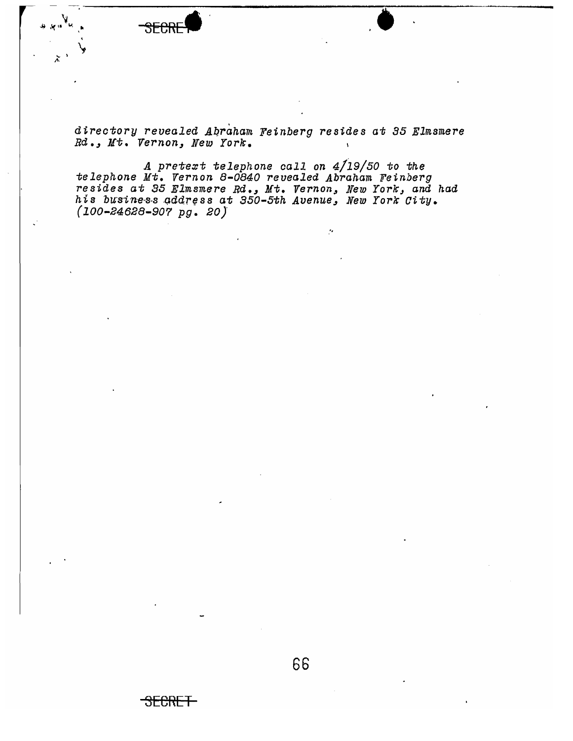SECRET

*directory revealed Abraham Feinberg resides at 35 Elmsmere Rd., Mt. Vernon, New York.*

*A pretext telephone call on 4/19/50 to the telephone Mt. Vernon 8-0840 revealed Abraham Feinberg resides at 35 Elmsmere Rd., Mt. Vernon, New York, and had his business address at 350-5th Avenue, New York City. (100-24628-907 pg. 20)*

SECRET